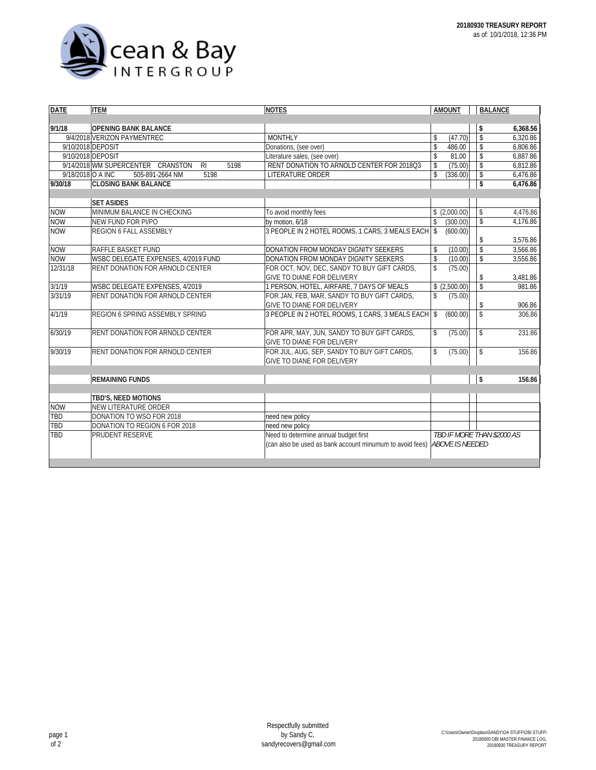Ocean & Bay INTERGROUP

**20180930 TREASURY REPORT**
as of: 10/1/2018, 12:36 PM

| DATE | ITEM | NOTES | AMOUNT | BALANCE |
|---|---|---|---|---|
| **9/1/18** | **OPENING BANK BALANCE** | | | **$ 6,368.56** |
| 9/4/2018 | VERIZON PAYMENTREC | MONTHLY | $ (47.70) | $ 6,320.86 |
| 9/10/2018 | DEPOSIT | Donations, (see over) | $ 486.00 | $ 6,806.86 |
| 9/10/2018 | DEPOSIT | Literature sales, (see over) | $ 81.00 | $ 6,887.86 |
| 9/14/2018 | WM SUPERCENTER CRANSTON RI 5198 | RENT DONATION TO ARNOLD CENTER FOR 2018Q3 | $ (75.00) | $ 6,812.86 |
| 9/18/2018 | O A INC 505-891-2664 NM 5198 | LITERATURE ORDER | $ (336.00) | $ 6,476.86 |
| **9/30/18** | **CLOSING BANK BALANCE** | | | **$ 6,476.86** |
| | | | | |
| | **SET ASIDES** | | | |
| NOW | MINIMUM BALANCE IN CHECKING | To avoid monthly fees | $ (2,000.00) | $ 4,476.86 |
| NOW | NEW FUND FOR PI/PO | by motion, 6/18 | $ (300.00) | $ 4,176.86 |
| NOW | REGION 6 FALL ASSEMBLY | 3 PEOPLE IN 2 HOTEL ROOMS, 1 CARS, 3 MEALS EACH | $ (600.00) | $ 3,576.86 |
| NOW | RAFFLE BASKET FUND | DONATION FROM MONDAY DIGNITY SEEKERS | $ (10.00) | $ 3,566.86 |
| NOW | WSBC DELEGATE EXPENSES, 4/2019 FUND | DONATION FROM MONDAY DIGNITY SEEKERS | $ (10.00) | $ 3,556.86 |
| 12/31/18 | RENT DONATION FOR ARNOLD CENTER | FOR OCT, NOV, DEC, SANDY TO BUY GIFT CARDS, GIVE TO DIANE FOR DELIVERY | $ (75.00) | $ 3,481.86 |
| 3/1/19 | WSBC DELEGATE EXPENSES, 4/2019 | 1 PERSON, HOTEL, AIRFARE, 7 DAYS OF MEALS | $ (2,500.00) | $ 981.86 |
| 3/31/19 | RENT DONATION FOR ARNOLD CENTER | FOR JAN, FEB, MAR, SANDY TO BUY GIFT CARDS, GIVE TO DIANE FOR DELIVERY | $ (75.00) | $ 906.86 |
| 4/1/19 | REGION 6 SPRING ASSEMBLY SPRING | 3 PEOPLE IN 2 HOTEL ROOMS, 1 CARS, 3 MEALS EACH | $ (600.00) | $ 306.86 |
| 6/30/19 | RENT DONATION FOR ARNOLD CENTER | FOR APR, MAY, JUN, SANDY TO BUY GIFT CARDS, GIVE TO DIANE FOR DELIVERY | $ (75.00) | $ 231.86 |
| 9/30/19 | RENT DONATION FOR ARNOLD CENTER | FOR JUL, AUG, SEP, SANDY TO BUY GIFT CARDS, GIVE TO DIANE FOR DELIVERY | $ (75.00) | $ 156.86 |
| | | | | |
| | **REMAINING FUNDS** | | | **$ 156.86** |
| | | | | |
| | **TBD'S, NEED MOTIONS** | | | |
| NOW | NEW LITERATURE ORDER | | | |
| TBD | DONATION TO WSO FOR 2018 | need new policy | | |
| TBD | DONATION TO REGION 6 FOR 2018 | need new policy | | |
| TBD | PRUDENT RESERVE | Need to determine annual budget first (can also be used as bank account minumum to avoid fees) | *TBD IF MORE THAN $2000 AS ABOVE IS NEEDED* | |

Respectfully submitted
by Sandy C,
sandyrecovers@gmail.com

C:\Users\Owner\Dropbox\SANDY\OA STUFF\OBI STUFF\20180000 OBI MASTER FINANCE LOG, 20180930 TREASURY REPORT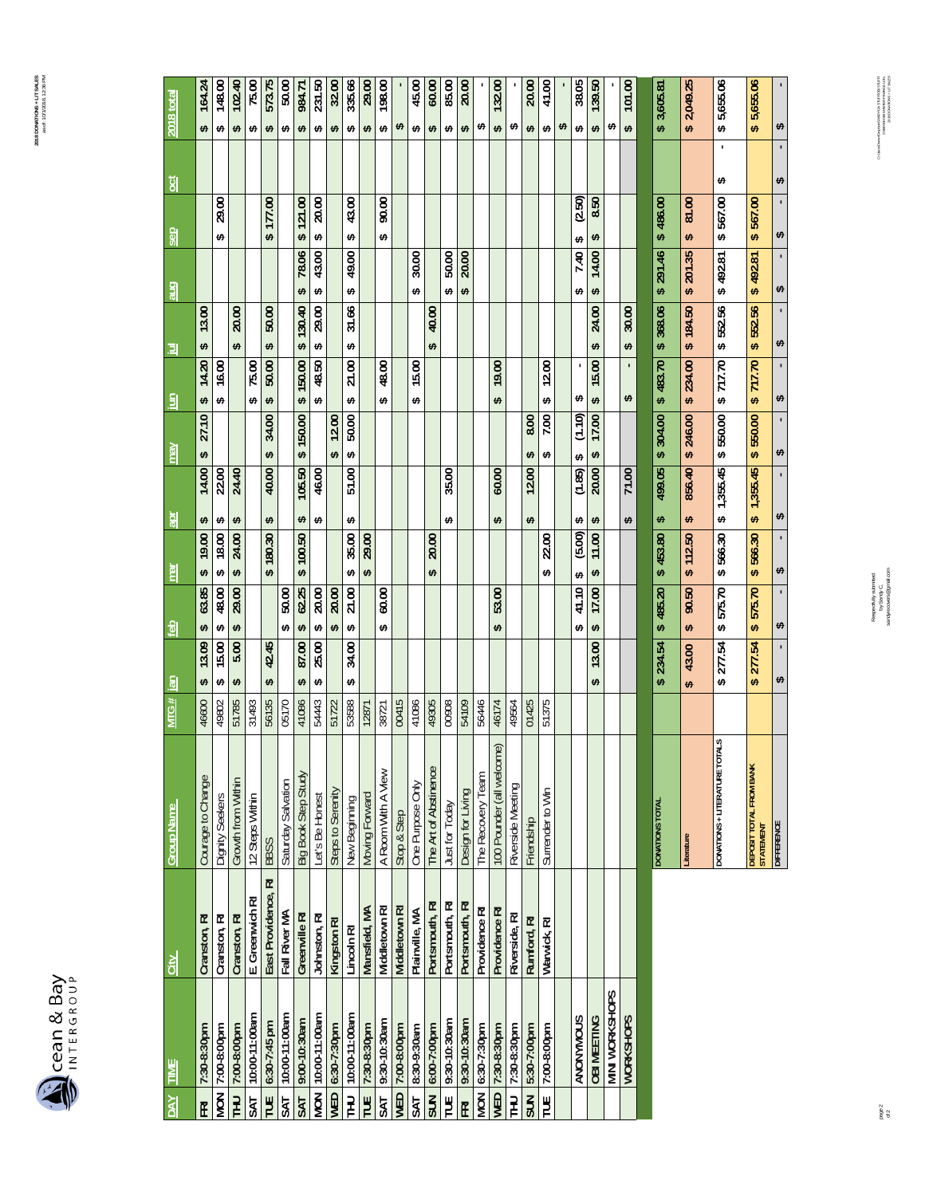# Ocean & Bay Intergroup

**2018 DONATIONS + LIT SALES**

| DAY | TIME | City | Group Name | MTG # | jan | feb | mar | apr | may | jun | jul | aug | sep | oct | 2018 total |
|---|---|---|---|---|---|---|---|---|---|---|---|---|---|---|---|
| FRI | 7:30-8:30pm | Cranston, RI | Courage to Change | 46600 | $ 13.09 | $ 63.85 | $ 19.00 | $ 14.00 | $ 27.10 | $ 14.20 | $ 13.00 | | | | $ 164.24 |
| MON | 7:00-8:00pm | Cranston, RI | Dignity Seekers | 49802 | $ 15.00 | $ 48.00 | $ 18.00 | $ 22.00 | | $ 16.00 | | | $ 29.00 | | $ 148.00 |
| THU | 7:00-8:00pm | Cranston, RI | Growth from Within | 51785 | $ 5.00 | $ 29.00 | $ 24.00 | $ 24.40 | | | $ 20.00 | | | | $ 102.40 |
| SAT | 10:00-11:00am | E. Greenwich RI | 12 Steps Within | 31493 | | | | | | $ 75.00 | | | | | $ 75.00 |
| TUE | 6:30-7:45 pm | East Providence, RI | BBSS | 56135 | $ 42.45 | | $ 180.30 | $ 40.00 | $ 34.00 | $ 50.00 | $ 50.00 | | $ 177.00 | | $ 573.75 |
| SAT | 10:00-11:00am | Fall River MA | Saturday Salvation | 05170 | | $ 50.00 | | | | | | | | | $ 50.00 |
| SAT | 9:00-10:30am | Greenville RI | Big Book Step Study | 41086 | $ 87.00 | $ 62.25 | $ 100.50 | $ 105.50 | $ 150.00 | $ 150.00 | $ 130.40 | $ 78.06 | $ 121.00 | | $ 984.71 |
| MON | 10:00-11:00am | Johnston, RI | Let's Be Honest | 54443 | $ 25.00 | $ 20.00 | | $ 46.00 | | $ 48.50 | $ 29.00 | $ 43.00 | $ 20.00 | | $ 231.50 |
| WED | 6:30-7:30pm | Kingston RI | Steps to Serenity | 51722 | | $ 20.00 | | | $ 12.00 | | | | | | $ 32.00 |
| THU | 10:00-11:00am | Lincoln RI | New Beginning | 53588 | $ 34.00 | $ 21.00 | $ 35.00 | $ 51.00 | $ 50.00 | $ 21.00 | $ 31.66 | $ 49.00 | $ 43.00 | | $ 335.66 |
| TUE | 7:30-8:30pm | Mansfield, MA | Moving Forward | 12871 | | | $ 29.00 | | | | | | | | $ 29.00 |
| SAT | 9:30-10:30am | Middletown RI | A Room With A View | 38721 | | $ 60.00 | | | | $ 48.00 | | | $ 90.00 | | $ 198.00 |
| WED | 7:00-8:00pm | Middletown RI | Stop & Step | 00415 | | | | | | | | | | | $ - |
| SAT | 8:30-9:30am | Plainville, MA | One Purpose Only | 41086 | | | | | | $ 15.00 | | $ 30.00 | | | $ 45.00 |
| SUN | 6:00-7:00pm | Portsmouth, RI | The Art of Abstinence | 49305 | | | $ 20.00 | | | | $ 40.00 | | | | $ 60.00 |
| TUE | 9:30-10:30am | Portsmouth, RI | Just for Today | 00908 | | | | $ 35.00 | | | | $ 50.00 | | | $ 85.00 |
| FRI | 9:30-10:30am | Portsmouth, RI | Design for Living | 54109 | | | | | | | | $ 20.00 | | | $ 20.00 |
| MON | 6:30-7:30pm | Providence RI | The Recovery Team | 56446 | | | | | | | | | | | $ - |
| WED | 7:30-8:30pm | Providence RI | 100 Pounder (all welcome) | 46174 | | $ 53.00 | | $ 60.00 | | $ 19.00 | | | | | $ 132.00 |
| THU | 7:30-8:30pm | Riverside, RI | Riverside Meeting | 49564 | | | | | | | | | | | $ - |
| SUN | 5:30-7:00pm | Rumford, RI | Friendship | 01425 | | | | $ 12.00 | $ 8.00 | | | | | | $ 20.00 |
| TUE | 7:00-8:00pm | Warwick, RI | Surrender to Win | 51375 | | | $ 22.00 | | $ 7.00 | $ 12.00 | | | | | $ 41.00 |
| | | | | | | | | | | | | | | | $ - |
| | ANONYMOUS | | | | | $ 41.10 | $ (5.00) | $ (1.85) | $ (1.10) | $ - | | $ 7.40 | $ (2.50) | | $ 38.05 |
| | OBI MEETING | | | | $ 13.00 | $ 17.00 | $ 11.00 | $ 20.00 | $ 17.00 | $ 15.00 | $ 24.00 | $ 14.00 | $ 8.50 | | $ 139.50 |
| | MINI WORKSHOPS | | | | | | | | | | | | | | $ - |
| | WORKSHOPS | | | | | | | $ 71.00 | | $ - | $ 30.00 | | | | $ 101.00 |
| | | | DONATIONS TOTAL | | $ 234.54 | $ 485.20 | $ 453.80 | $ 499.05 | $ 304.00 | $ 483.70 | $ 368.06 | $ 291.46 | $ 486.00 | | $ 3,605.81 |
| | | | Literature | | $ 43.00 | $ 90.50 | $ 112.50 | $ 856.40 | $ 246.00 | $ 234.00 | $ 184.50 | $ 201.35 | $ 81.00 | | $ 2,049.25 |
| | | | DONATIONS + LITERATURE TOTALS | | $ 277.54 | $ 575.70 | $ 566.30 | $ 1,355.45 | $ 550.00 | $ 717.70 | $ 552.56 | $ 492.81 | $ 567.00 | $ - | $ 5,655.06 |
| | | | DEPOSIT TOTAL FROM BANK STATEMENT | | $ 277.54 | $ 575.70 | $ 566.30 | $ 1,355.45 | $ 550.00 | $ 717.70 | $ 552.56 | $ 492.81 | $ 567.00 | | $ 5,655.06 |
| | | | DIFFERENCE | | $ - | $ - | $ - | $ - | $ - | $ - | $ - | $ - | $ - | $ - | $ - |

Respectfully submitted
by Sandy C.
sandyecoverc@gmail.com